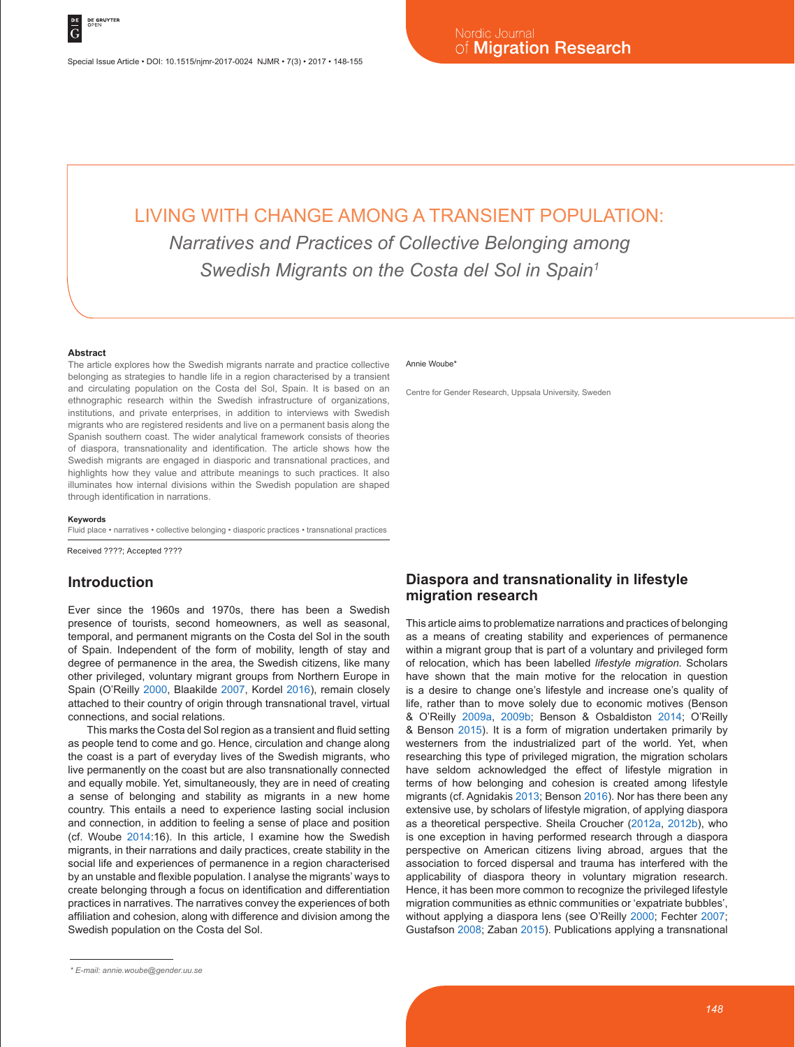# LIVING WITH CHANGE AMONG A TRANSIENT POPULATION:

## *Narratives and Practices of Collective Belonging among Swedish Migrants on the Costa del Sol in Spain*[1]

Annie Woube*

Centre for Gender Research, Uppsala University, Sweden

### Abstract

The article explores how the Swedish migrants narrate and practice collective belonging as strategies to handle life in a region characterised by a transient and circulating population on the Costa del Sol, Spain. It is based on an ethnographic research within the Swedish infrastructure of organizations, institutions, and private enterprises, in addition to interviews with Swedish migrants who are registered residents and live on a permanent basis along the Spanish southern coast. The wider analytical framework consists of theories of diaspora, transnationality and identification. The article shows how the Swedish migrants are engaged in diasporic and transnational practices, and highlights how they value and attribute meanings to such practices. It also illuminates how internal divisions within the Swedish population are shaped through identification in narrations.

### Keywords

Fluid place • narratives • collective belonging • diasporic practices • transnational practices

Received ????; Accepted ????

## Introduction

Ever since the 1960s and 1970s, there has been a Swedish presence of tourists, second homeowners, as well as seasonal, temporal, and permanent migrants on the Costa del Sol in the south of Spain. Independent of the form of mobility, length of stay and degree of permanence in the area, the Swedish citizens, like many other privileged, voluntary migrant groups from Northern Europe in Spain (O'Reilly 2000, Blaakilde 2007, Kordel 2016), remain closely attached to their country of origin through transnational travel, virtual connections, and social relations.

This marks the Costa del Sol region as a transient and fluid setting as people tend to come and go. Hence, circulation and change along the coast is a part of everyday lives of the Swedish migrants, who live permanently on the coast but are also transnationally connected and equally mobile. Yet, simultaneously, they are in need of creating a sense of belonging and stability as migrants in a new home country. This entails a need to experience lasting social inclusion and connection, in addition to feeling a sense of place and position (cf. Woube 2014:16). In this article, I examine how the Swedish migrants, in their narrations and daily practices, create stability in the social life and experiences of permanence in a region characterised by an unstable and flexible population. I analyse the migrants' ways to create belonging through a focus on identification and differentiation practices in narratives. The narratives convey the experiences of both affiliation and cohesion, along with difference and division among the Swedish population on the Costa del Sol.

## Diaspora and transnationality in lifestyle migration research

This article aims to problematize narrations and practices of belonging as a means of creating stability and experiences of permanence within a migrant group that is part of a voluntary and privileged form of relocation, which has been labelled *lifestyle migration.* Scholars have shown that the main motive for the relocation in question is a desire to change one's lifestyle and increase one's quality of life, rather than to move solely due to economic motives (Benson & O'Reilly 2009a, 2009b; Benson & Osbaldiston 2014; O'Reilly & Benson 2015). It is a form of migration undertaken primarily by westerners from the industrialized part of the world. Yet, when researching this type of privileged migration, the migration scholars have seldom acknowledged the effect of lifestyle migration in terms of how belonging and cohesion is created among lifestyle migrants (cf. Agnidakis 2013; Benson 2016). Nor has there been any extensive use, by scholars of lifestyle migration, of applying diaspora as a theoretical perspective. Sheila Croucher (2012a, 2012b), who is one exception in having performed research through a diaspora perspective on American citizens living abroad, argues that the association to forced dispersal and trauma has interfered with the applicability of diaspora theory in voluntary migration research. Hence, it has been more common to recognize the privileged lifestyle migration communities as ethnic communities or 'expatriate bubbles', without applying a diaspora lens (see O'Reilly 2000; Fechter 2007; Gustafson 2008; Zaban 2015). Publications applying a transnational

\* E-mail: annie.woube@gender.uu.se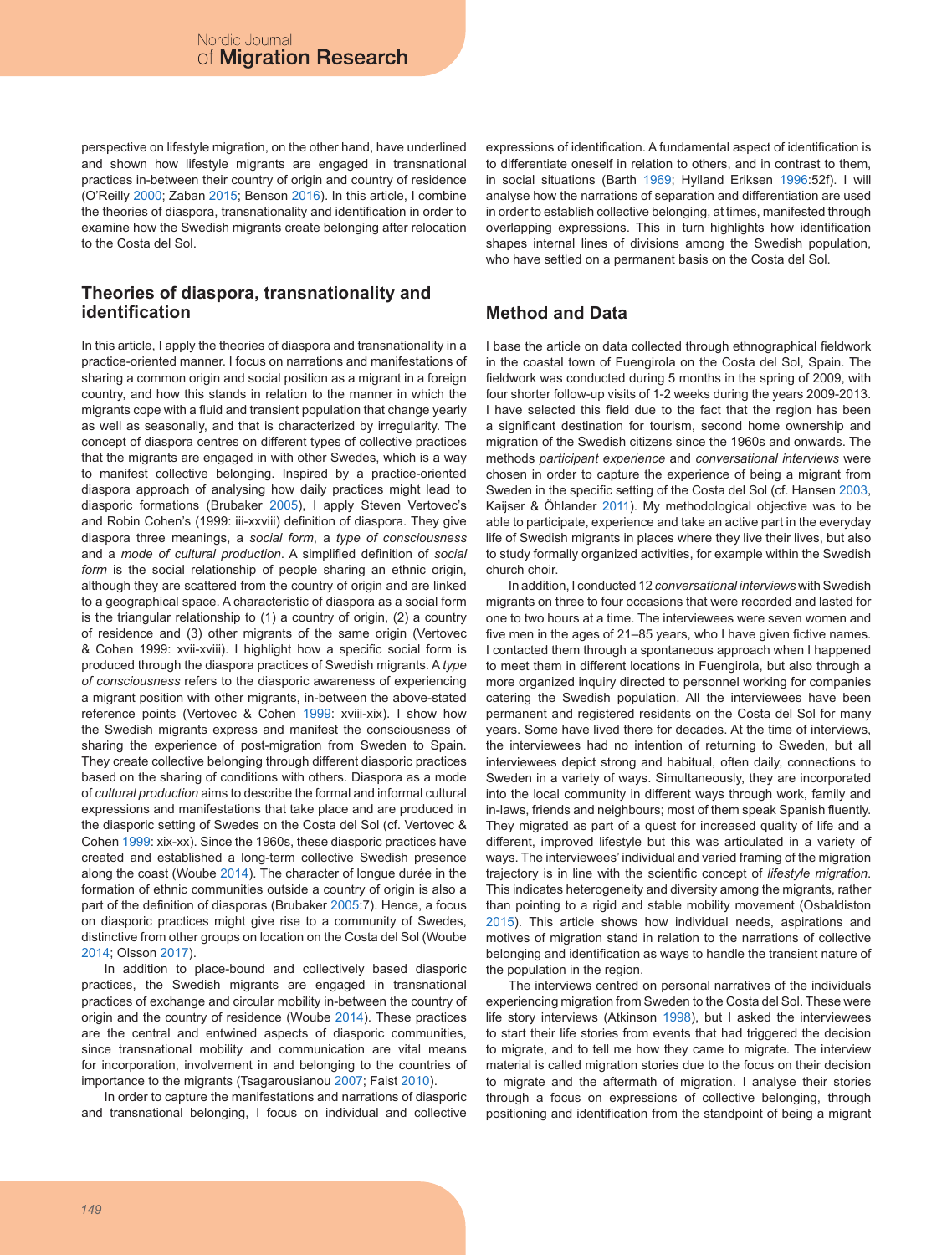perspective on lifestyle migration, on the other hand, have underlined and shown how lifestyle migrants are engaged in transnational practices in-between their country of origin and country of residence (O'Reilly 2000; Zaban 2015; Benson 2016). In this article, I combine the theories of diaspora, transnationality and identification in order to examine how the Swedish migrants create belonging after relocation to the Costa del Sol.

## Theories of diaspora, transnationality and identification

In this article, I apply the theories of diaspora and transnationality in a practice-oriented manner. I focus on narrations and manifestations of sharing a common origin and social position as a migrant in a foreign country, and how this stands in relation to the manner in which the migrants cope with a fluid and transient population that change yearly as well as seasonally, and that is characterized by irregularity. The concept of diaspora centres on different types of collective practices that the migrants are engaged in with other Swedes, which is a way to manifest collective belonging. Inspired by a practice-oriented diaspora approach of analysing how daily practices might lead to diasporic formations (Brubaker 2005), I apply Steven Vertovec's and Robin Cohen's (1999: iii-xxviii) definition of diaspora. They give diaspora three meanings, a *social form*, a *type of consciousness* and a *mode of cultural production*. A simplified definition of *social form* is the social relationship of people sharing an ethnic origin, although they are scattered from the country of origin and are linked to a geographical space. A characteristic of diaspora as a social form is the triangular relationship to (1) a country of origin, (2) a country of residence and (3) other migrants of the same origin (Vertovec & Cohen 1999: xvii-xviii). I highlight how a specific social form is produced through the diaspora practices of Swedish migrants. A *type of consciousness* refers to the diasporic awareness of experiencing a migrant position with other migrants, in-between the above-stated reference points (Vertovec & Cohen 1999: xviii-xix). I show how the Swedish migrants express and manifest the consciousness of sharing the experience of post-migration from Sweden to Spain. They create collective belonging through different diasporic practices based on the sharing of conditions with others. Diaspora as a mode of *cultural production* aims to describe the formal and informal cultural expressions and manifestations that take place and are produced in the diasporic setting of Swedes on the Costa del Sol (cf. Vertovec & Cohen 1999: xix-xx). Since the 1960s, these diasporic practices have created and established a long-term collective Swedish presence along the coast (Woube 2014). The character of longue durée in the formation of ethnic communities outside a country of origin is also a part of the definition of diasporas (Brubaker 2005:7). Hence, a focus on diasporic practices might give rise to a community of Swedes, distinctive from other groups on location on the Costa del Sol (Woube 2014; Olsson 2017).

In addition to place-bound and collectively based diasporic practices, the Swedish migrants are engaged in transnational practices of exchange and circular mobility in-between the country of origin and the country of residence (Woube 2014). These practices are the central and entwined aspects of diasporic communities, since transnational mobility and communication are vital means for incorporation, involvement in and belonging to the countries of importance to the migrants (Tsagarousianou 2007; Faist 2010).

In order to capture the manifestations and narrations of diasporic and transnational belonging, I focus on individual and collective expressions of identification. A fundamental aspect of identification is to differentiate oneself in relation to others, and in contrast to them, in social situations (Barth 1969; Hylland Eriksen 1996:52f). I will analyse how the narrations of separation and differentiation are used in order to establish collective belonging, at times, manifested through overlapping expressions. This in turn highlights how identification shapes internal lines of divisions among the Swedish population, who have settled on a permanent basis on the Costa del Sol.

## Method and Data

I base the article on data collected through ethnographical fieldwork in the coastal town of Fuengirola on the Costa del Sol, Spain. The fieldwork was conducted during 5 months in the spring of 2009, with four shorter follow-up visits of 1-2 weeks during the years 2009-2013. I have selected this field due to the fact that the region has been a significant destination for tourism, second home ownership and migration of the Swedish citizens since the 1960s and onwards. The methods *participant experience* and *conversational interviews* were chosen in order to capture the experience of being a migrant from Sweden in the specific setting of the Costa del Sol (cf. Hansen 2003, Kaijser & Öhlander 2011). My methodological objective was to be able to participate, experience and take an active part in the everyday life of Swedish migrants in places where they live their lives, but also to study formally organized activities, for example within the Swedish church choir.

In addition, I conducted 12 *conversational interviews* with Swedish migrants on three to four occasions that were recorded and lasted for one to two hours at a time. The interviewees were seven women and five men in the ages of 21–85 years, who I have given fictive names. I contacted them through a spontaneous approach when I happened to meet them in different locations in Fuengirola, but also through a more organized inquiry directed to personnel working for companies catering the Swedish population. All the interviewees have been permanent and registered residents on the Costa del Sol for many years. Some have lived there for decades. At the time of interviews, the interviewees had no intention of returning to Sweden, but all interviewees depict strong and habitual, often daily, connections to Sweden in a variety of ways. Simultaneously, they are incorporated into the local community in different ways through work, family and in-laws, friends and neighbours; most of them speak Spanish fluently. They migrated as part of a quest for increased quality of life and a different, improved lifestyle but this was articulated in a variety of ways. The interviewees' individual and varied framing of the migration trajectory is in line with the scientific concept of *lifestyle migration*. This indicates heterogeneity and diversity among the migrants, rather than pointing to a rigid and stable mobility movement (Osbaldiston 2015). This article shows how individual needs, aspirations and motives of migration stand in relation to the narrations of collective belonging and identification as ways to handle the transient nature of the population in the region.

The interviews centred on personal narratives of the individuals experiencing migration from Sweden to the Costa del Sol. These were life story interviews (Atkinson 1998), but I asked the interviewees to start their life stories from events that had triggered the decision to migrate, and to tell me how they came to migrate. The interview material is called migration stories due to the focus on their decision to migrate and the aftermath of migration. I analyse their stories through a focus on expressions of collective belonging, through positioning and identification from the standpoint of being a migrant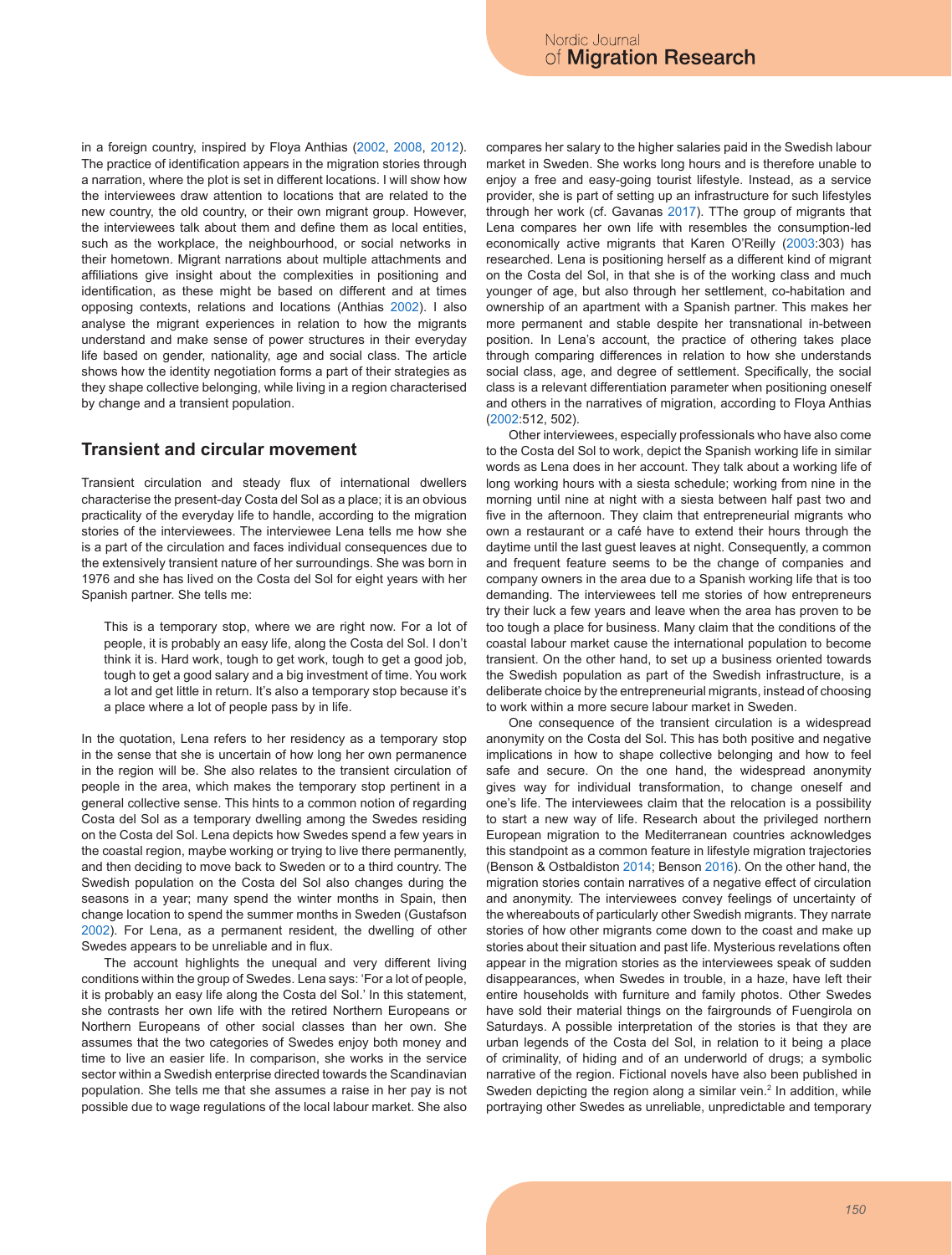in a foreign country, inspired by Floya Anthias (2002, 2008, 2012). The practice of identification appears in the migration stories through a narration, where the plot is set in different locations. I will show how the interviewees draw attention to locations that are related to the new country, the old country, or their own migrant group. However, the interviewees talk about them and define them as local entities, such as the workplace, the neighbourhood, or social networks in their hometown. Migrant narrations about multiple attachments and affiliations give insight about the complexities in positioning and identification, as these might be based on different and at times opposing contexts, relations and locations (Anthias 2002). I also analyse the migrant experiences in relation to how the migrants understand and make sense of power structures in their everyday life based on gender, nationality, age and social class. The article shows how the identity negotiation forms a part of their strategies as they shape collective belonging, while living in a region characterised by change and a transient population.

## Transient and circular movement

Transient circulation and steady flux of international dwellers characterise the present-day Costa del Sol as a place; it is an obvious practicality of the everyday life to handle, according to the migration stories of the interviewees. The interviewee Lena tells me how she is a part of the circulation and faces individual consequences due to the extensively transient nature of her surroundings. She was born in 1976 and she has lived on the Costa del Sol for eight years with her Spanish partner. She tells me:

> This is a temporary stop, where we are right now. For a lot of people, it is probably an easy life, along the Costa del Sol. I don't think it is. Hard work, tough to get work, tough to get a good job, tough to get a good salary and a big investment of time. You work a lot and get little in return. It's also a temporary stop because it's a place where a lot of people pass by in life.

In the quotation, Lena refers to her residency as a temporary stop in the sense that she is uncertain of how long her own permanence in the region will be. She also relates to the transient circulation of people in the area, which makes the temporary stop pertinent in a general collective sense. This hints to a common notion of regarding Costa del Sol as a temporary dwelling among the Swedes residing on the Costa del Sol. Lena depicts how Swedes spend a few years in the coastal region, maybe working or trying to live there permanently, and then deciding to move back to Sweden or to a third country. The Swedish population on the Costa del Sol also changes during the seasons in a year; many spend the winter months in Spain, then change location to spend the summer months in Sweden (Gustafson 2002). For Lena, as a permanent resident, the dwelling of other Swedes appears to be unreliable and in flux.

The account highlights the unequal and very different living conditions within the group of Swedes. Lena says: 'For a lot of people, it is probably an easy life along the Costa del Sol.' In this statement, she contrasts her own life with the retired Northern Europeans or Northern Europeans of other social classes than her own. She assumes that the two categories of Swedes enjoy both money and time to live an easier life. In comparison, she works in the service sector within a Swedish enterprise directed towards the Scandinavian population. She tells me that she assumes a raise in her pay is not possible due to wage regulations of the local labour market. She also compares her salary to the higher salaries paid in the Swedish labour market in Sweden. She works long hours and is therefore unable to enjoy a free and easy-going tourist lifestyle. Instead, as a service provider, she is part of setting up an infrastructure for such lifestyles through her work (cf. Gavanas 2017). TThe group of migrants that Lena compares her own life with resembles the consumption-led economically active migrants that Karen O'Reilly (2003:303) has researched. Lena is positioning herself as a different kind of migrant on the Costa del Sol, in that she is of the working class and much younger of age, but also through her settlement, co-habitation and ownership of an apartment with a Spanish partner. This makes her more permanent and stable despite her transnational in-between position. In Lena's account, the practice of othering takes place through comparing differences in relation to how she understands social class, age, and degree of settlement. Specifically, the social class is a relevant differentiation parameter when positioning oneself and others in the narratives of migration, according to Floya Anthias (2002:512, 502).

Other interviewees, especially professionals who have also come to the Costa del Sol to work, depict the Spanish working life in similar words as Lena does in her account. They talk about a working life of long working hours with a siesta schedule; working from nine in the morning until nine at night with a siesta between half past two and five in the afternoon. They claim that entrepreneurial migrants who own a restaurant or a café have to extend their hours through the daytime until the last guest leaves at night. Consequently, a common and frequent feature seems to be the change of companies and company owners in the area due to a Spanish working life that is too demanding. The interviewees tell me stories of how entrepreneurs try their luck a few years and leave when the area has proven to be too tough a place for business. Many claim that the conditions of the coastal labour market cause the international population to become transient. On the other hand, to set up a business oriented towards the Swedish population as part of the Swedish infrastructure, is a deliberate choice by the entrepreneurial migrants, instead of choosing to work within a more secure labour market in Sweden.

One consequence of the transient circulation is a widespread anonymity on the Costa del Sol. This has both positive and negative implications in how to shape collective belonging and how to feel safe and secure. On the one hand, the widespread anonymity gives way for individual transformation, to change oneself and one's life. The interviewees claim that the relocation is a possibility to start a new way of life. Research about the privileged northern European migration to the Mediterranean countries acknowledges this standpoint as a common feature in lifestyle migration trajectories (Benson & Ostbaldiston 2014; Benson 2016). On the other hand, the migration stories contain narratives of a negative effect of circulation and anonymity. The interviewees convey feelings of uncertainty of the whereabouts of particularly other Swedish migrants. They narrate stories of how other migrants come down to the coast and make up stories about their situation and past life. Mysterious revelations often appear in the migration stories as the interviewees speak of sudden disappearances, when Swedes in trouble, in a haze, have left their entire households with furniture and family photos. Other Swedes have sold their material things on the fairgrounds of Fuengirola on Saturdays. A possible interpretation of the stories is that they are urban legends of the Costa del Sol, in relation to it being a place of criminality, of hiding and of an underworld of drugs; a symbolic narrative of the region. Fictional novels have also been published in Sweden depicting the region along a similar vein.[2] In addition, while portraying other Swedes as unreliable, unpredictable and temporary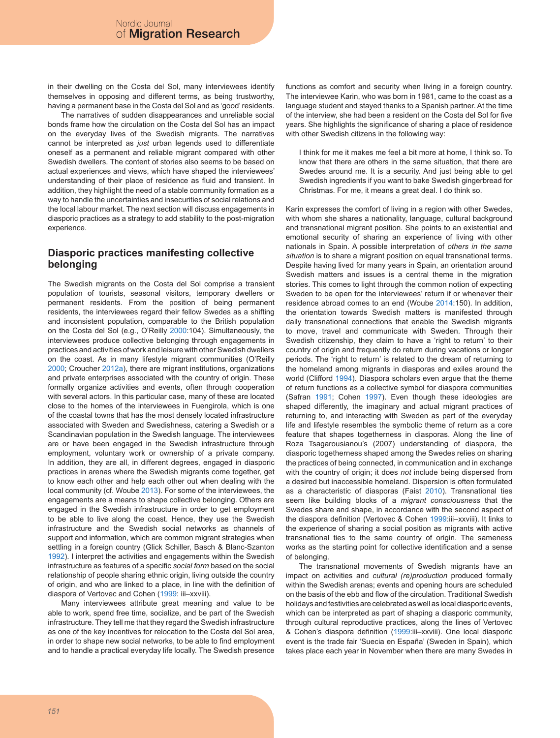in their dwelling on the Costa del Sol, many interviewees identify themselves in opposing and different terms, as being trustworthy, having a permanent base in the Costa del Sol and as 'good' residents.

The narratives of sudden disappearances and unreliable social bonds frame how the circulation on the Costa del Sol has an impact on the everyday lives of the Swedish migrants. The narratives cannot be interpreted as *just* urban legends used to differentiate oneself as a permanent and reliable migrant compared with other Swedish dwellers. The content of stories also seems to be based on actual experiences and views, which have shaped the interviewees' understanding of their place of residence as fluid and transient. In addition, they highlight the need of a stable community formation as a way to handle the uncertainties and insecurities of social relations and the local labour market. The next section will discuss engagements in diasporic practices as a strategy to add stability to the post-migration experience.

## Diasporic practices manifesting collective belonging

The Swedish migrants on the Costa del Sol comprise a transient population of tourists, seasonal visitors, temporary dwellers or permanent residents. From the position of being permanent residents, the interviewees regard their fellow Swedes as a shifting and inconsistent population, comparable to the British population on the Costa del Sol (e.g., O'Reilly 2000:104). Simultaneously, the interviewees produce collective belonging through engagements in practices and activities of work and leisure with other Swedish dwellers on the coast. As in many lifestyle migrant communities (O'Reilly 2000; Croucher 2012a), there are migrant institutions, organizations and private enterprises associated with the country of origin. These formally organize activities and events, often through cooperation with several actors. In this particular case, many of these are located close to the homes of the interviewees in Fuengirola, which is one of the coastal towns that has the most densely located infrastructure associated with Sweden and Swedishness, catering a Swedish or a Scandinavian population in the Swedish language. The interviewees are or have been engaged in the Swedish infrastructure through employment, voluntary work or ownership of a private company. In addition, they are all, in different degrees, engaged in diasporic practices in arenas where the Swedish migrants come together, get to know each other and help each other out when dealing with the local community (cf. Woube 2013). For some of the interviewees, the engagements are a means to shape collective belonging. Others are engaged in the Swedish infrastructure in order to get employment to be able to live along the coast. Hence, they use the Swedish infrastructure and the Swedish social networks as channels of support and information, which are common migrant strategies when settling in a foreign country (Glick Schiller, Basch & Blanc-Szanton 1992). I interpret the activities and engagements within the Swedish infrastructure as features of a specific *social form* based on the social relationship of people sharing ethnic origin, living outside the country of origin, and who are linked to a place, in line with the definition of diaspora of Vertovec and Cohen (1999: iii–xxviii).

Many interviewees attribute great meaning and value to be able to work, spend free time, socialize, and be part of the Swedish infrastructure. They tell me that they regard the Swedish infrastructure as one of the key incentives for relocation to the Costa del Sol area, in order to shape new social networks, to be able to find employment and to handle a practical everyday life locally. The Swedish presence functions as comfort and security when living in a foreign country. The interviewee Karin, who was born in 1981, came to the coast as a language student and stayed thanks to a Spanish partner. At the time of the interview, she had been a resident on the Costa del Sol for five years. She highlights the significance of sharing a place of residence with other Swedish citizens in the following way:

> I think for me it makes me feel a bit more at home, I think so. To know that there are others in the same situation, that there are Swedes around me. It is a security. And just being able to get Swedish ingredients if you want to bake Swedish gingerbread for Christmas. For me, it means a great deal. I do think so.

Karin expresses the comfort of living in a region with other Swedes, with whom she shares a nationality, language, cultural background and transnational migrant position. She points to an existential and emotional security of sharing an experience of living with other nationals in Spain. A possible interpretation of *others in the same situation* is to share a migrant position on equal transnational terms. Despite having lived for many years in Spain, an orientation around Swedish matters and issues is a central theme in the migration stories. This comes to light through the common notion of expecting Sweden to be open for the interviewees' return if or whenever their residence abroad comes to an end (Woube 2014:150). In addition, the orientation towards Swedish matters is manifested through daily transnational connections that enable the Swedish migrants to move, travel and communicate with Sweden. Through their Swedish citizenship, they claim to have a 'right to return' to their country of origin and frequently do return during vacations or longer periods. The 'right to return' is related to the dream of returning to the homeland among migrants in diasporas and exiles around the world (Clifford 1994). Diaspora scholars even argue that the theme of return functions as a collective symbol for diaspora communities (Safran 1991; Cohen 1997). Even though these ideologies are shaped differently, the imaginary and actual migrant practices of returning to, and interacting with Sweden as part of the everyday life and lifestyle resembles the symbolic theme of return as a core feature that shapes togetherness in diasporas. Along the line of Roza Tsagarousianou's (2007) understanding of diaspora, the diasporic togetherness shaped among the Swedes relies on sharing the practices of being connected, in communication and in exchange with the country of origin; it does *not* include being dispersed from a desired but inaccessible homeland. Dispersion is often formulated as a characteristic of diasporas (Faist 2010). Transnational ties seem like building blocks of a *migrant consciousness* that the Swedes share and shape, in accordance with the second aspect of the diaspora definition (Vertovec & Cohen 1999:iii–xxviii). It links to the experience of sharing a social position as migrants with active transnational ties to the same country of origin. The sameness works as the starting point for collective identification and a sense of belonging.

The transnational movements of Swedish migrants have an impact on activities and *cultural (re)production* produced formally within the Swedish arenas; events and opening hours are scheduled on the basis of the ebb and flow of the circulation. Traditional Swedish holidays and festivities are celebrated as well as local diasporic events, which can be interpreted as part of shaping a diasporic community, through cultural reproductive practices, along the lines of Vertovec & Cohen's diaspora definition (1999:iii–xxviii). One local diasporic event is the trade fair 'Suecia en España' (Sweden in Spain), which takes place each year in November when there are many Swedes in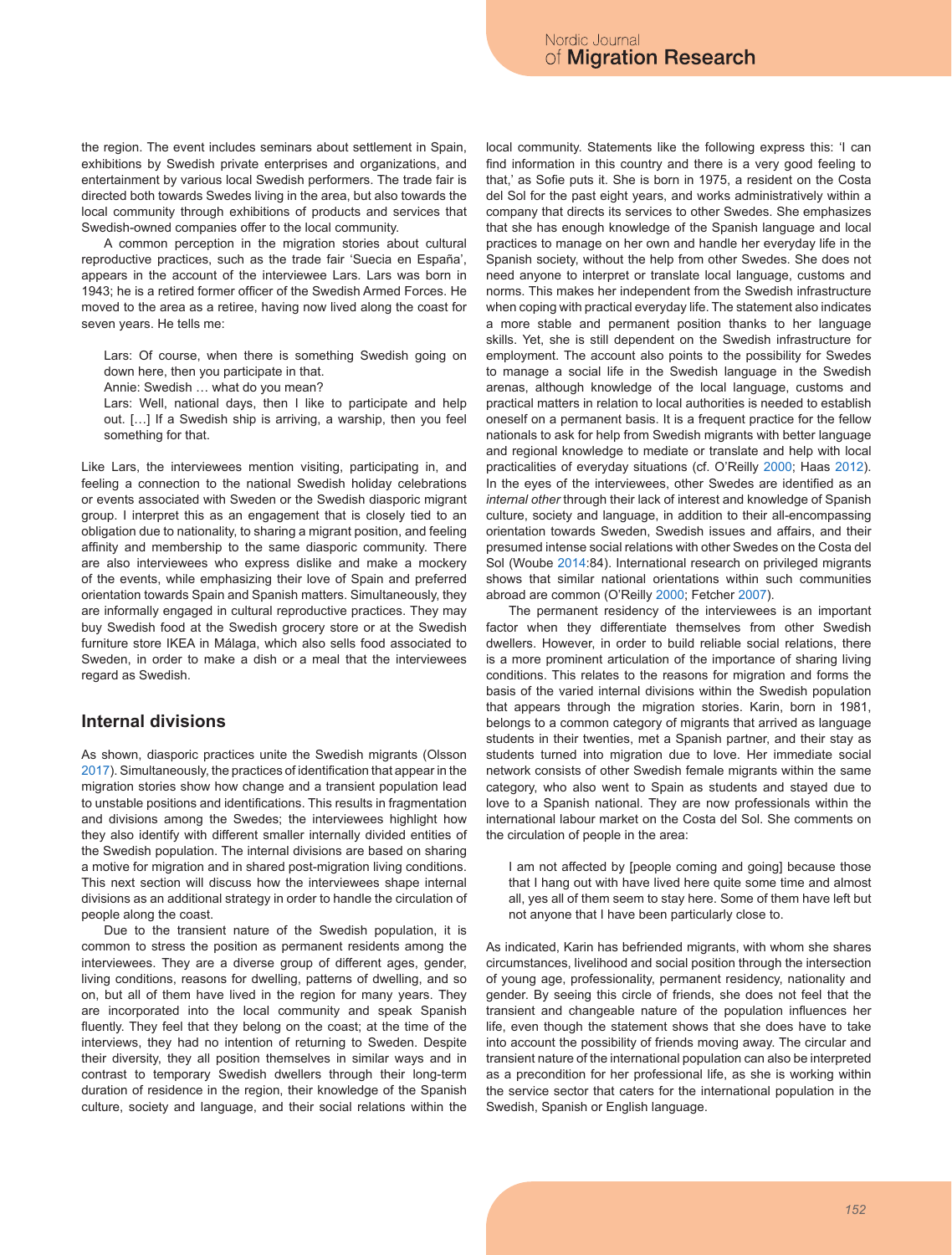the region. The event includes seminars about settlement in Spain, exhibitions by Swedish private enterprises and organizations, and entertainment by various local Swedish performers. The trade fair is directed both towards Swedes living in the area, but also towards the local community through exhibitions of products and services that Swedish-owned companies offer to the local community.

A common perception in the migration stories about cultural reproductive practices, such as the trade fair 'Suecia en España', appears in the account of the interviewee Lars. Lars was born in 1943; he is a retired former officer of the Swedish Armed Forces. He moved to the area as a retiree, having now lived along the coast for seven years. He tells me:

> Lars: Of course, when there is something Swedish going on down here, then you participate in that.
> Annie: Swedish … what do you mean?
> Lars: Well, national days, then I like to participate and help out. […] If a Swedish ship is arriving, a warship, then you feel something for that.

Like Lars, the interviewees mention visiting, participating in, and feeling a connection to the national Swedish holiday celebrations or events associated with Sweden or the Swedish diasporic migrant group. I interpret this as an engagement that is closely tied to an obligation due to nationality, to sharing a migrant position, and feeling affinity and membership to the same diasporic community. There are also interviewees who express dislike and make a mockery of the events, while emphasizing their love of Spain and preferred orientation towards Spain and Spanish matters. Simultaneously, they are informally engaged in cultural reproductive practices. They may buy Swedish food at the Swedish grocery store or at the Swedish furniture store IKEA in Málaga, which also sells food associated to Sweden, in order to make a dish or a meal that the interviewees regard as Swedish.

## Internal divisions

As shown, diasporic practices unite the Swedish migrants (Olsson 2017). Simultaneously, the practices of identification that appear in the migration stories show how change and a transient population lead to unstable positions and identifications. This results in fragmentation and divisions among the Swedes; the interviewees highlight how they also identify with different smaller internally divided entities of the Swedish population. The internal divisions are based on sharing a motive for migration and in shared post-migration living conditions. This next section will discuss how the interviewees shape internal divisions as an additional strategy in order to handle the circulation of people along the coast.

Due to the transient nature of the Swedish population, it is common to stress the position as permanent residents among the interviewees. They are a diverse group of different ages, gender, living conditions, reasons for dwelling, patterns of dwelling, and so on, but all of them have lived in the region for many years. They are incorporated into the local community and speak Spanish fluently. They feel that they belong on the coast; at the time of the interviews, they had no intention of returning to Sweden. Despite their diversity, they all position themselves in similar ways and in contrast to temporary Swedish dwellers through their long-term duration of residence in the region, their knowledge of the Spanish culture, society and language, and their social relations within the local community. Statements like the following express this: 'I can find information in this country and there is a very good feeling to that,' as Sofie puts it. She is born in 1975, a resident on the Costa del Sol for the past eight years, and works administratively within a company that directs its services to other Swedes. She emphasizes that she has enough knowledge of the Spanish language and local practices to manage on her own and handle her everyday life in the Spanish society, without the help from other Swedes. She does not need anyone to interpret or translate local language, customs and norms. This makes her independent from the Swedish infrastructure when coping with practical everyday life. The statement also indicates a more stable and permanent position thanks to her language skills. Yet, she is still dependent on the Swedish infrastructure for employment. The account also points to the possibility for Swedes to manage a social life in the Swedish language in the Swedish arenas, although knowledge of the local language, customs and practical matters in relation to local authorities is needed to establish oneself on a permanent basis. It is a frequent practice for the fellow nationals to ask for help from Swedish migrants with better language and regional knowledge to mediate or translate and help with local practicalities of everyday situations (cf. O'Reilly 2000; Haas 2012). In the eyes of the interviewees, other Swedes are identified as an *internal other* through their lack of interest and knowledge of Spanish culture, society and language, in addition to their all-encompassing orientation towards Sweden, Swedish issues and affairs, and their presumed intense social relations with other Swedes on the Costa del Sol (Woube 2014:84). International research on privileged migrants shows that similar national orientations within such communities abroad are common (O'Reilly 2000; Fetcher 2007).

The permanent residency of the interviewees is an important factor when they differentiate themselves from other Swedish dwellers. However, in order to build reliable social relations, there is a more prominent articulation of the importance of sharing living conditions. This relates to the reasons for migration and forms the basis of the varied internal divisions within the Swedish population that appears through the migration stories. Karin, born in 1981, belongs to a common category of migrants that arrived as language students in their twenties, met a Spanish partner, and their stay as students turned into migration due to love. Her immediate social network consists of other Swedish female migrants within the same category, who also went to Spain as students and stayed due to love to a Spanish national. They are now professionals within the international labour market on the Costa del Sol. She comments on the circulation of people in the area:

> I am not affected by [people coming and going] because those that I hang out with have lived here quite some time and almost all, yes all of them seem to stay here. Some of them have left but not anyone that I have been particularly close to.

As indicated, Karin has befriended migrants, with whom she shares circumstances, livelihood and social position through the intersection of young age, professionality, permanent residency, nationality and gender. By seeing this circle of friends, she does not feel that the transient and changeable nature of the population influences her life, even though the statement shows that she does have to take into account the possibility of friends moving away. The circular and transient nature of the international population can also be interpreted as a precondition for her professional life, as she is working within the service sector that caters for the international population in the Swedish, Spanish or English language.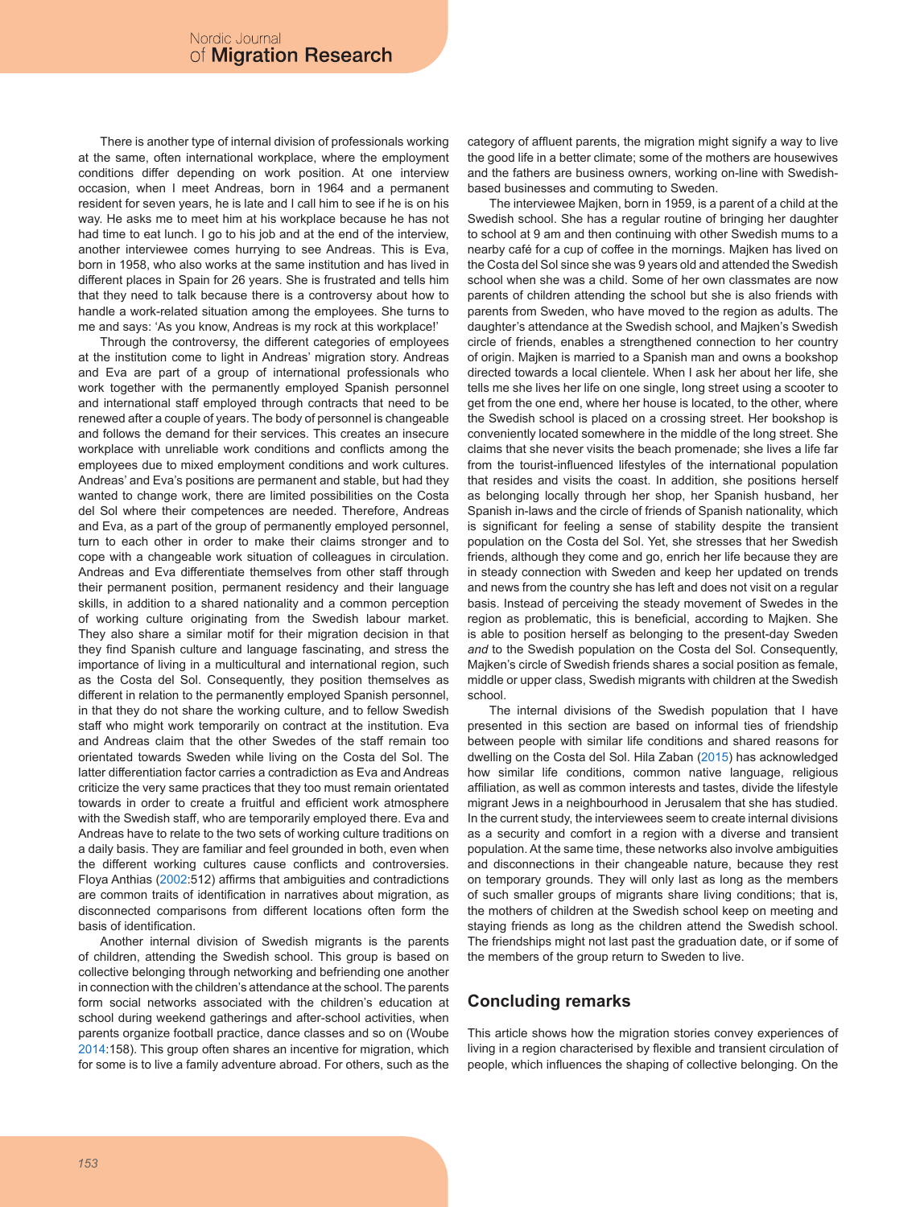There is another type of internal division of professionals working at the same, often international workplace, where the employment conditions differ depending on work position. At one interview occasion, when I meet Andreas, born in 1964 and a permanent resident for seven years, he is late and I call him to see if he is on his way. He asks me to meet him at his workplace because he has not had time to eat lunch. I go to his job and at the end of the interview, another interviewee comes hurrying to see Andreas. This is Eva, born in 1958, who also works at the same institution and has lived in different places in Spain for 26 years. She is frustrated and tells him that they need to talk because there is a controversy about how to handle a work-related situation among the employees. She turns to me and says: 'As you know, Andreas is my rock at this workplace!'

Through the controversy, the different categories of employees at the institution come to light in Andreas' migration story. Andreas and Eva are part of a group of international professionals who work together with the permanently employed Spanish personnel and international staff employed through contracts that need to be renewed after a couple of years. The body of personnel is changeable and follows the demand for their services. This creates an insecure workplace with unreliable work conditions and conflicts among the employees due to mixed employment conditions and work cultures. Andreas' and Eva's positions are permanent and stable, but had they wanted to change work, there are limited possibilities on the Costa del Sol where their competences are needed. Therefore, Andreas and Eva, as a part of the group of permanently employed personnel, turn to each other in order to make their claims stronger and to cope with a changeable work situation of colleagues in circulation. Andreas and Eva differentiate themselves from other staff through their permanent position, permanent residency and their language skills, in addition to a shared nationality and a common perception of working culture originating from the Swedish labour market. They also share a similar motif for their migration decision in that they find Spanish culture and language fascinating, and stress the importance of living in a multicultural and international region, such as the Costa del Sol. Consequently, they position themselves as different in relation to the permanently employed Spanish personnel, in that they do not share the working culture, and to fellow Swedish staff who might work temporarily on contract at the institution. Eva and Andreas claim that the other Swedes of the staff remain too orientated towards Sweden while living on the Costa del Sol. The latter differentiation factor carries a contradiction as Eva and Andreas criticize the very same practices that they too must remain orientated towards in order to create a fruitful and efficient work atmosphere with the Swedish staff, who are temporarily employed there. Eva and Andreas have to relate to the two sets of working culture traditions on a daily basis. They are familiar and feel grounded in both, even when the different working cultures cause conflicts and controversies. Floya Anthias (2002:512) affirms that ambiguities and contradictions are common traits of identification in narratives about migration, as disconnected comparisons from different locations often form the basis of identification.

Another internal division of Swedish migrants is the parents of children, attending the Swedish school. This group is based on collective belonging through networking and befriending one another in connection with the children's attendance at the school. The parents form social networks associated with the children's education at school during weekend gatherings and after-school activities, when parents organize football practice, dance classes and so on (Woube 2014:158). This group often shares an incentive for migration, which for some is to live a family adventure abroad. For others, such as the category of affluent parents, the migration might signify a way to live the good life in a better climate; some of the mothers are housewives and the fathers are business owners, working on-line with Swedish-based businesses and commuting to Sweden.

The interviewee Majken, born in 1959, is a parent of a child at the Swedish school. She has a regular routine of bringing her daughter to school at 9 am and then continuing with other Swedish mums to a nearby café for a cup of coffee in the mornings. Majken has lived on the Costa del Sol since she was 9 years old and attended the Swedish school when she was a child. Some of her own classmates are now parents of children attending the school but she is also friends with parents from Sweden, who have moved to the region as adults. The daughter's attendance at the Swedish school, and Majken's Swedish circle of friends, enables a strengthened connection to her country of origin. Majken is married to a Spanish man and owns a bookshop directed towards a local clientele. When I ask her about her life, she tells me she lives her life on one single, long street using a scooter to get from the one end, where her house is located, to the other, where the Swedish school is placed on a crossing street. Her bookshop is conveniently located somewhere in the middle of the long street. She claims that she never visits the beach promenade; she lives a life far from the tourist-influenced lifestyles of the international population that resides and visits the coast. In addition, she positions herself as belonging locally through her shop, her Spanish husband, her Spanish in-laws and the circle of friends of Spanish nationality, which is significant for feeling a sense of stability despite the transient population on the Costa del Sol. Yet, she stresses that her Swedish friends, although they come and go, enrich her life because they are in steady connection with Sweden and keep her updated on trends and news from the country she has left and does not visit on a regular basis. Instead of perceiving the steady movement of Swedes in the region as problematic, this is beneficial, according to Majken. She is able to position herself as belonging to the present-day Sweden *and* to the Swedish population on the Costa del Sol. Consequently, Majken's circle of Swedish friends shares a social position as female, middle or upper class, Swedish migrants with children at the Swedish school.

The internal divisions of the Swedish population that I have presented in this section are based on informal ties of friendship between people with similar life conditions and shared reasons for dwelling on the Costa del Sol. Hila Zaban (2015) has acknowledged how similar life conditions, common native language, religious affiliation, as well as common interests and tastes, divide the lifestyle migrant Jews in a neighbourhood in Jerusalem that she has studied. In the current study, the interviewees seem to create internal divisions as a security and comfort in a region with a diverse and transient population. At the same time, these networks also involve ambiguities and disconnections in their changeable nature, because they rest on temporary grounds. They will only last as long as the members of such smaller groups of migrants share living conditions; that is, the mothers of children at the Swedish school keep on meeting and staying friends as long as the children attend the Swedish school. The friendships might not last past the graduation date, or if some of the members of the group return to Sweden to live.

## Concluding remarks

This article shows how the migration stories convey experiences of living in a region characterised by flexible and transient circulation of people, which influences the shaping of collective belonging. On the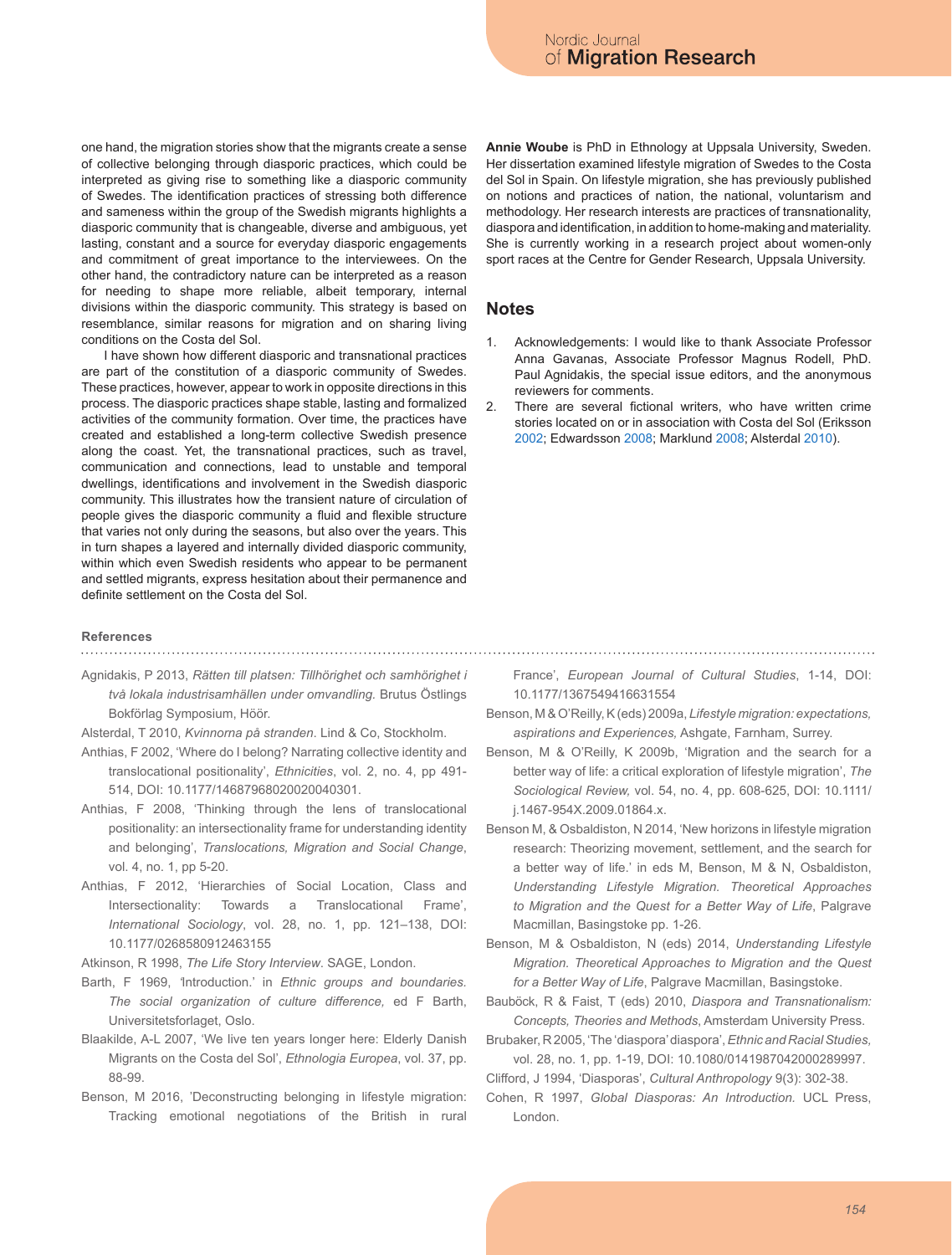one hand, the migration stories show that the migrants create a sense of collective belonging through diasporic practices, which could be interpreted as giving rise to something like a diasporic community of Swedes. The identification practices of stressing both difference and sameness within the group of the Swedish migrants highlights a diasporic community that is changeable, diverse and ambiguous, yet lasting, constant and a source for everyday diasporic engagements and commitment of great importance to the interviewees. On the other hand, the contradictory nature can be interpreted as a reason for needing to shape more reliable, albeit temporary, internal divisions within the diasporic community. This strategy is based on resemblance, similar reasons for migration and on sharing living conditions on the Costa del Sol.

I have shown how different diasporic and transnational practices are part of the constitution of a diasporic community of Swedes. These practices, however, appear to work in opposite directions in this process. The diasporic practices shape stable, lasting and formalized activities of the community formation. Over time, the practices have created and established a long-term collective Swedish presence along the coast. Yet, the transnational practices, such as travel, communication and connections, lead to unstable and temporal dwellings, identifications and involvement in the Swedish diasporic community. This illustrates how the transient nature of circulation of people gives the diasporic community a fluid and flexible structure that varies not only during the seasons, but also over the years. This in turn shapes a layered and internally divided diasporic community, within which even Swedish residents who appear to be permanent and settled migrants, express hesitation about their permanence and definite settlement on the Costa del Sol.

**Annie Woube** is PhD in Ethnology at Uppsala University, Sweden. Her dissertation examined lifestyle migration of Swedes to the Costa del Sol in Spain. On lifestyle migration, she has previously published on notions and practices of nation, the national, voluntarism and methodology. Her research interests are practices of transnationality, diaspora and identification, in addition to home-making and materiality. She is currently working in a research project about women-only sport races at the Centre for Gender Research, Uppsala University.

## Notes

1. Acknowledgements: I would like to thank Associate Professor Anna Gavanas, Associate Professor Magnus Rodell, PhD. Paul Agnidakis, the special issue editors, and the anonymous reviewers for comments.
2. There are several fictional writers, who have written crime stories located on or in association with Costa del Sol (Eriksson 2002; Edwardsson 2008; Marklund 2008; Alsterdal 2010).

### References

Agnidakis, P 2013, *Rätten till platsen: Tillhörighet och samhörighet i två lokala industrisamhällen under omvandling.* Brutus Östlings Bokförlag Symposium, Höör.

Alsterdal, T 2010, *Kvinnorna på stranden*. Lind & Co, Stockholm.

Anthias, F 2002, 'Where do I belong? Narrating collective identity and translocational positionality', *Ethnicities*, vol. 2, no. 4, pp 491-514, DOI: 10.1177/14687968020020040301.

Anthias, F 2008, 'Thinking through the lens of translocational positionality: an intersectionality frame for understanding identity and belonging', *Translocations, Migration and Social Change*, vol. 4, no. 1, pp 5-20.

Anthias, F 2012, 'Hierarchies of Social Location, Class and Intersectionality: Towards a Translocational Frame', *International Sociology*, vol. 28, no. 1, pp. 121–138, DOI: 10.1177/0268580912463155

Atkinson, R 1998, *The Life Story Interview*. SAGE, London.

Barth, F 1969, 'Introduction.' in *Ethnic groups and boundaries. The social organization of culture difference,* ed F Barth, Universitetsforlaget, Oslo.

Blaakilde, A-L 2007, 'We live ten years longer here: Elderly Danish Migrants on the Costa del Sol', *Ethnologia Europea*, vol. 37, pp. 88-99.

Benson, M 2016, 'Deconstructing belonging in lifestyle migration: Tracking emotional negotiations of the British in rural France', *European Journal of Cultural Studies*, 1-14, DOI: 10.1177/1367549416631554

Benson, M & O'Reilly, K (eds) 2009a, *Lifestyle migration: expectations, aspirations and Experiences,* Ashgate, Farnham, Surrey.

Benson, M & O'Reilly, K 2009b, 'Migration and the search for a better way of life: a critical exploration of lifestyle migration', *The Sociological Review,* vol. 54, no. 4, pp. 608-625, DOI: 10.1111/j.1467-954X.2009.01864.x.

Benson M, & Osbaldiston, N 2014, 'New horizons in lifestyle migration research: Theorizing movement, settlement, and the search for a better way of life.' in eds M, Benson, M & N, Osbaldiston, *Understanding Lifestyle Migration. Theoretical Approaches to Migration and the Quest for a Better Way of Life*, Palgrave Macmillan, Basingstoke pp. 1-26.

Benson, M & Osbaldiston, N (eds) 2014, *Understanding Lifestyle Migration. Theoretical Approaches to Migration and the Quest for a Better Way of Life*, Palgrave Macmillan, Basingstoke.

Bauböck, R & Faist, T (eds) 2010, *Diaspora and Transnationalism: Concepts, Theories and Methods*, Amsterdam University Press.

Brubaker, R 2005, 'The 'diaspora' diaspora', *Ethnic and Racial Studies,* vol. 28, no. 1, pp. 1-19, DOI: 10.1080/0141987042000289997.

Clifford, J 1994, 'Diasporas', *Cultural Anthropology* 9(3): 302-38.

Cohen, R 1997, *Global Diasporas: An Introduction.* UCL Press, London.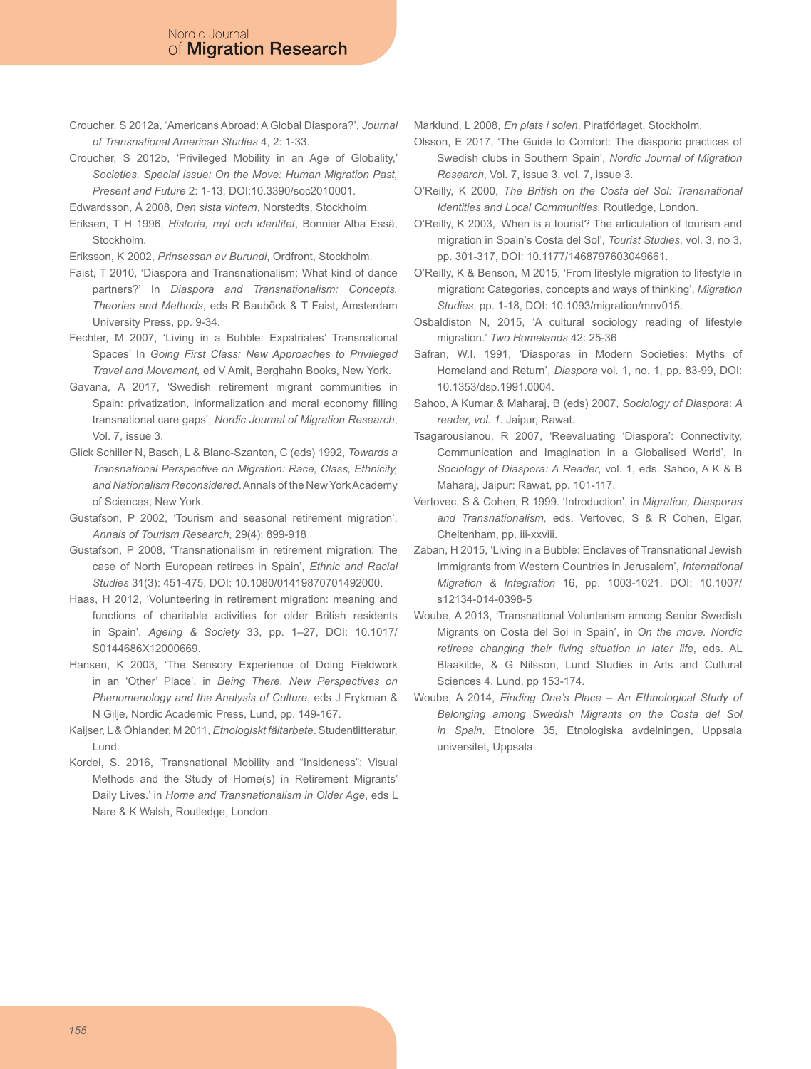Croucher, S 2012a, 'Americans Abroad: A Global Diaspora?', *Journal of Transnational American Studies* 4, 2: 1-33.

Croucher, S 2012b, 'Privileged Mobility in an Age of Globality,' *Societies. Special issue: On the Move: Human Migration Past, Present and Future* 2: 1-13, DOI:10.3390/soc2010001.

Edwardsson, Å 2008, *Den sista vintern*, Norstedts, Stockholm.

Eriksen, T H 1996, *Historia, myt och identitet*, Bonnier Alba Essä, Stockholm.

Eriksson, K 2002, *Prinsessan av Burundi*, Ordfront, Stockholm.

Faist, T 2010, 'Diaspora and Transnationalism: What kind of dance partners?' In *Diaspora and Transnationalism: Concepts, Theories and Methods*, eds R Bauböck & T Faist, Amsterdam University Press, pp. 9-34.

Fechter, M 2007, 'Living in a Bubble: Expatriates' Transnational Spaces' In *Going First Class: New Approaches to Privileged Travel and Movement,* ed V Amit, Berghahn Books, New York.

Gavana, A 2017, 'Swedish retirement migrant communities in Spain: privatization, informalization and moral economy filling transnational care gaps', *Nordic Journal of Migration Research*, Vol. 7, issue 3.

Glick Schiller N, Basch, L & Blanc-Szanton, C (eds) 1992, *Towards a Transnational Perspective on Migration: Race, Class, Ethnicity, and Nationalism Reconsidered.* Annals of the New York Academy of Sciences, New York.

Gustafson, P 2002, 'Tourism and seasonal retirement migration', *Annals of Tourism Research*, 29(4): 899-918

Gustafson, P 2008, 'Transnationalism in retirement migration: The case of North European retirees in Spain', *Ethnic and Racial Studies* 31(3): 451-475, DOI: 10.1080/01419870701492000.

Haas, H 2012, 'Volunteering in retirement migration: meaning and functions of charitable activities for older British residents in Spain'. *Ageing & Society* 33, pp. 1–27, DOI: 10.1017/S0144686X12000669.

Hansen, K 2003, 'The Sensory Experience of Doing Fieldwork in an 'Other' Place', in *Being There. New Perspectives on Phenomenology and the Analysis of Culture*, eds J Frykman & N Gilje, Nordic Academic Press, Lund, pp. 149-167.

Kaijser, L & Öhlander, M 2011, *Etnologiskt fältarbete.* Studentlitteratur, Lund.

Kordel, S. 2016, 'Transnational Mobility and "Insideness": Visual Methods and the Study of Home(s) in Retirement Migrants' Daily Lives.' in *Home and Transnationalism in Older Age*, eds L Nare & K Walsh, Routledge, London.

Marklund, L 2008, *En plats i solen*, Piratförlaget, Stockholm.

Olsson, E 2017, 'The Guide to Comfort: The diasporic practices of Swedish clubs in Southern Spain', *Nordic Journal of Migration Research*, Vol. 7, issue 3, vol. 7, issue 3.

O'Reilly, K 2000, *The British on the Costa del Sol: Transnational Identities and Local Communities.* Routledge, London.

O'Reilly, K 2003, 'When is a tourist? The articulation of tourism and migration in Spain's Costa del Sol', *Tourist Studies*, vol. 3, no 3, pp. 301-317, DOI: 10.1177/1468797603049661.

O'Reilly, K & Benson, M 2015, 'From lifestyle migration to lifestyle in migration: Categories, concepts and ways of thinking', *Migration Studies*, pp. 1-18, DOI: 10.1093/migration/mnv015.

Osbaldiston N, 2015, 'A cultural sociology reading of lifestyle migration.' *Two Homelands* 42: 25-36

Safran, W.I. 1991, 'Diasporas in Modern Societies: Myths of Homeland and Return', *Diaspora* vol. 1, no. 1, pp. 83-99, DOI: 10.1353/dsp.1991.0004.

Sahoo, A Kumar & Maharaj, B (eds) 2007, *Sociology of Diaspora*: *A reader, vol. 1.* Jaipur, Rawat.

Tsagarousianou, R 2007, 'Reevaluating 'Diaspora': Connectivity, Communication and Imagination in a Globalised World', In *Sociology of Diaspora: A Reader*, vol. 1, eds. Sahoo, A K & B Maharaj, Jaipur: Rawat, pp. 101-117.

Vertovec, S & Cohen, R 1999. 'Introduction', in *Migration, Diasporas and Transnationalism,* eds. Vertovec, S & R Cohen, Elgar, Cheltenham, pp. iii-xxviii.

Zaban, H 2015, 'Living in a Bubble: Enclaves of Transnational Jewish Immigrants from Western Countries in Jerusalem', *International Migration & Integration* 16, pp. 1003-1021, DOI: 10.1007/s12134-014-0398-5

Woube, A 2013, 'Transnational Voluntarism among Senior Swedish Migrants on Costa del Sol in Spain', in *On the move. Nordic retirees changing their living situation in later life*, eds. AL Blaakilde, & G Nilsson, Lund Studies in Arts and Cultural Sciences 4, Lund, pp 153-174.

Woube, A 2014, *Finding One's Place – An Ethnological Study of Belonging among Swedish Migrants on the Costa del Sol in Spain*, Etnolore 35, Etnologiska avdelningen, Uppsala universitet, Uppsala.